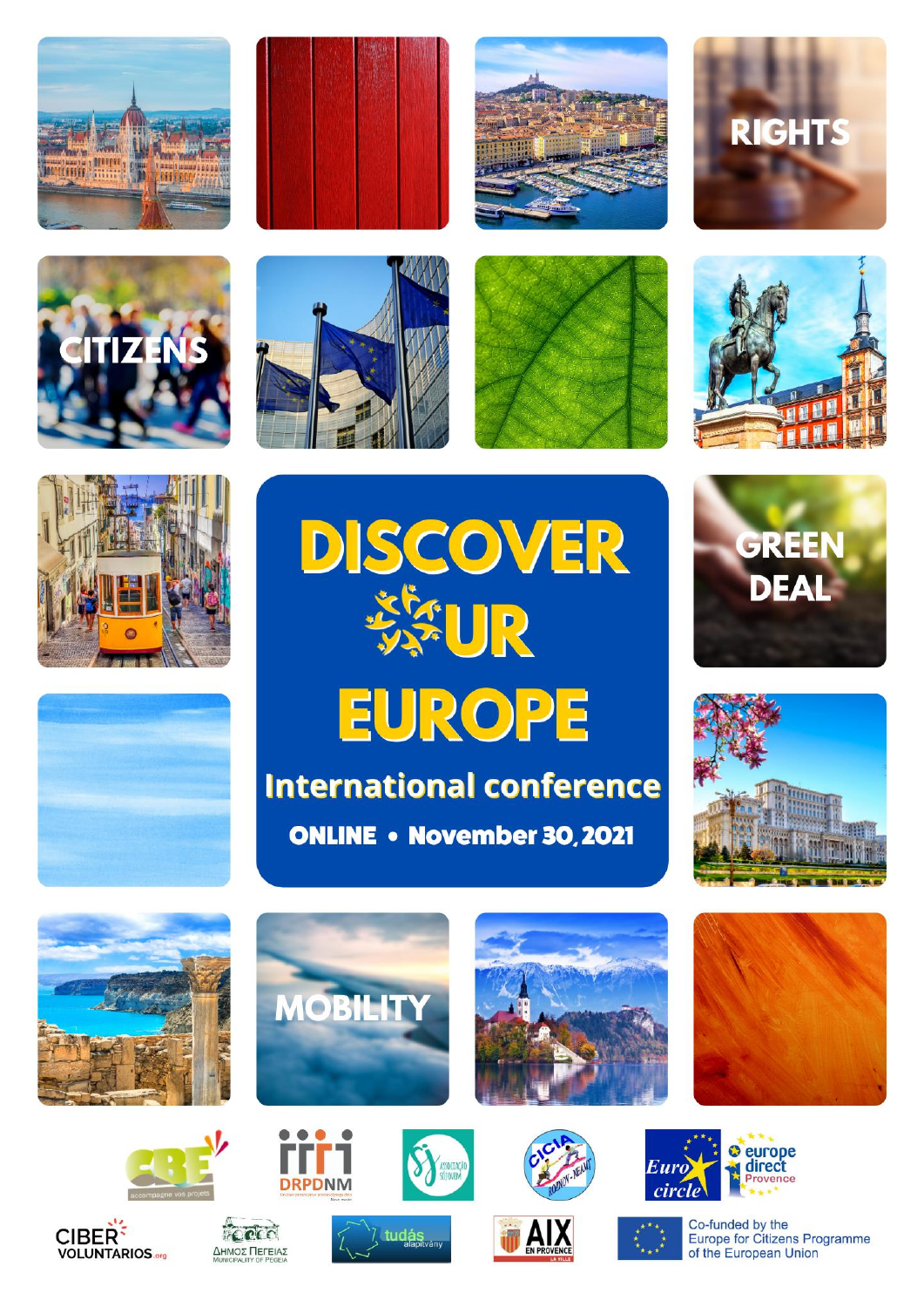RIGHTS

CITIZENS

GREEN DEAL

MOBILITY

# DISCOVER OUR EUROPE

## International conference

**ONLINE • November 30, 2021**

CBE accompagne vos projets

DRPDNM

Associação Sécouvim

CICIA Bozmon-Neamț

Euro circle

europe direct Provence

CIBER VOLUNTARIOS.org

ΔΗΜΟΣ ΠΕΓΕΙΑΣ MUNICIPALITY OF PEGEIA

tudás alapítvány

AIX EN PROVENCE LA VILLE

Co-funded by the Europe for Citizens Programme of the European Union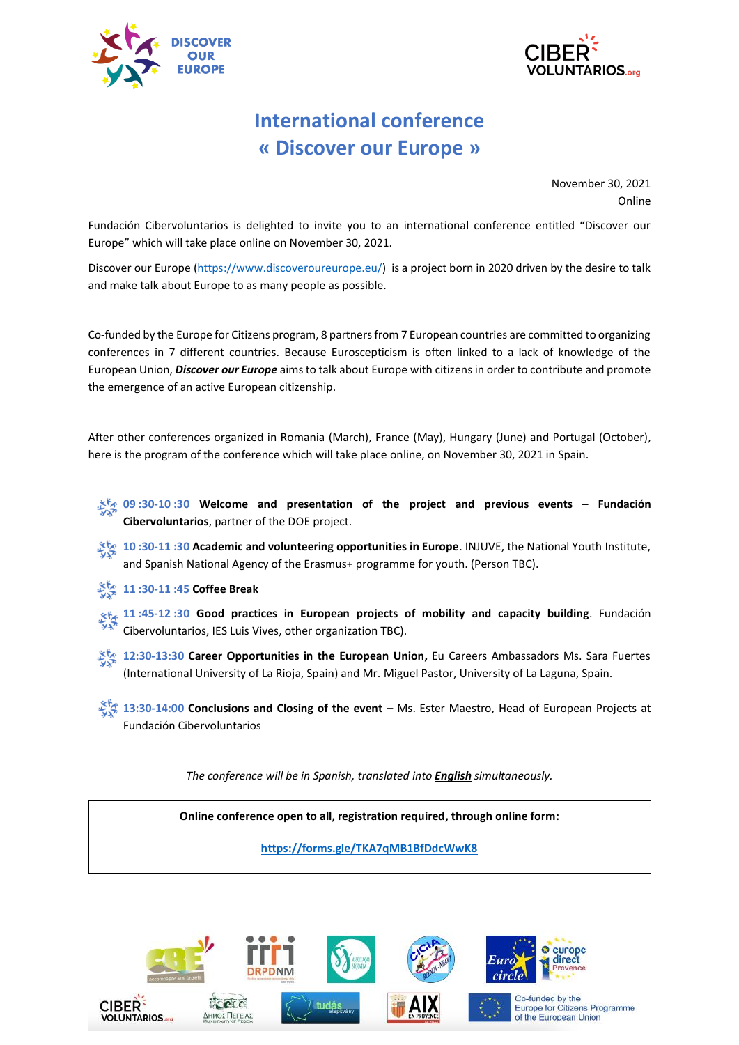# International conference « Discover our Europe »

November 30, 2021
Online

Fundación Cibervoluntarios is delighted to invite you to an international conference entitled "Discover our Europe" which will take place online on November 30, 2021.

Discover our Europe (https://www.discoveroureurope.eu/) is a project born in 2020 driven by the desire to talk and make talk about Europe to as many people as possible.

Co-funded by the Europe for Citizens program, 8 partners from 7 European countries are committed to organizing conferences in 7 different countries. Because Euroscepticism is often linked to a lack of knowledge of the European Union, ***Discover our Europe*** aims to talk about Europe with citizens in order to contribute and promote the emergence of an active European citizenship.

After other conferences organized in Romania (March), France (May), Hungary (June) and Portugal (October), here is the program of the conference which will take place online, on November 30, 2021 in Spain.

- 09 :30-10 :30 **Welcome and presentation of the project and previous events – Fundación Cibervoluntarios**, partner of the DOE project.
- 10 :30-11 :30 **Academic and volunteering opportunities in Europe**. INJUVE, the National Youth Institute, and Spanish National Agency of the Erasmus+ programme for youth. (Person TBC).
- 11 :30-11 :45 **Coffee Break**
- 11 :45-12 :30 **Good practices in European projects of mobility and capacity building**. Fundación Cibervoluntarios, IES Luis Vives, other organization TBC).
- 12:30-13:30 **Career Opportunities in the European Union,** Eu Careers Ambassadors Ms. Sara Fuertes (International University of La Rioja, Spain) and Mr. Miguel Pastor, University of La Laguna, Spain.
- 13:30-14:00 **Conclusions and Closing of the event –** Ms. Ester Maestro, Head of European Projects at Fundación Cibervoluntarios

*The conference will be in Spanish, translated into **English** simultaneously.*

**Online conference open to all, registration required, through online form:**

**https://forms.gle/TKA7qMB1BfDdcWwK8**

Co-funded by the Europe for Citizens Programme of the European Union